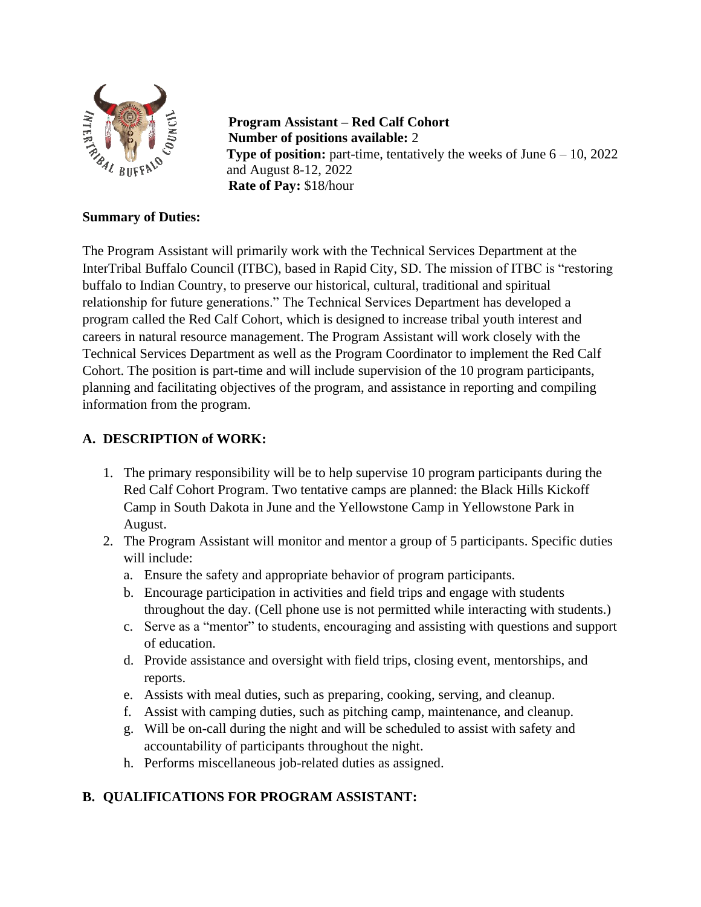**Program Assistant – Red Calf Cohort**
**Number of positions available:** 2
**Type of position:** part-time, tentatively the weeks of June 6 – 10, 2022 and August 8-12, 2022
**Rate of Pay:** $18/hour

**Summary of Duties:**

The Program Assistant will primarily work with the Technical Services Department at the InterTribal Buffalo Council (ITBC), based in Rapid City, SD. The mission of ITBC is "restoring buffalo to Indian Country, to preserve our historical, cultural, traditional and spiritual relationship for future generations." The Technical Services Department has developed a program called the Red Calf Cohort, which is designed to increase tribal youth interest and careers in natural resource management. The Program Assistant will work closely with the Technical Services Department as well as the Program Coordinator to implement the Red Calf Cohort. The position is part-time and will include supervision of the 10 program participants, planning and facilitating objectives of the program, and assistance in reporting and compiling information from the program.

## A. DESCRIPTION of WORK:

1. The primary responsibility will be to help supervise 10 program participants during the Red Calf Cohort Program. Two tentative camps are planned: the Black Hills Kickoff Camp in South Dakota in June and the Yellowstone Camp in Yellowstone Park in August.
2. The Program Assistant will monitor and mentor a group of 5 participants. Specific duties will include:
   a. Ensure the safety and appropriate behavior of program participants.
   b. Encourage participation in activities and field trips and engage with students throughout the day. (Cell phone use is not permitted while interacting with students.)
   c. Serve as a "mentor" to students, encouraging and assisting with questions and support of education.
   d. Provide assistance and oversight with field trips, closing event, mentorships, and reports.
   e. Assists with meal duties, such as preparing, cooking, serving, and cleanup.
   f. Assist with camping duties, such as pitching camp, maintenance, and cleanup.
   g. Will be on-call during the night and will be scheduled to assist with safety and accountability of participants throughout the night.
   h. Performs miscellaneous job-related duties as assigned.

## B. QUALIFICATIONS FOR PROGRAM ASSISTANT: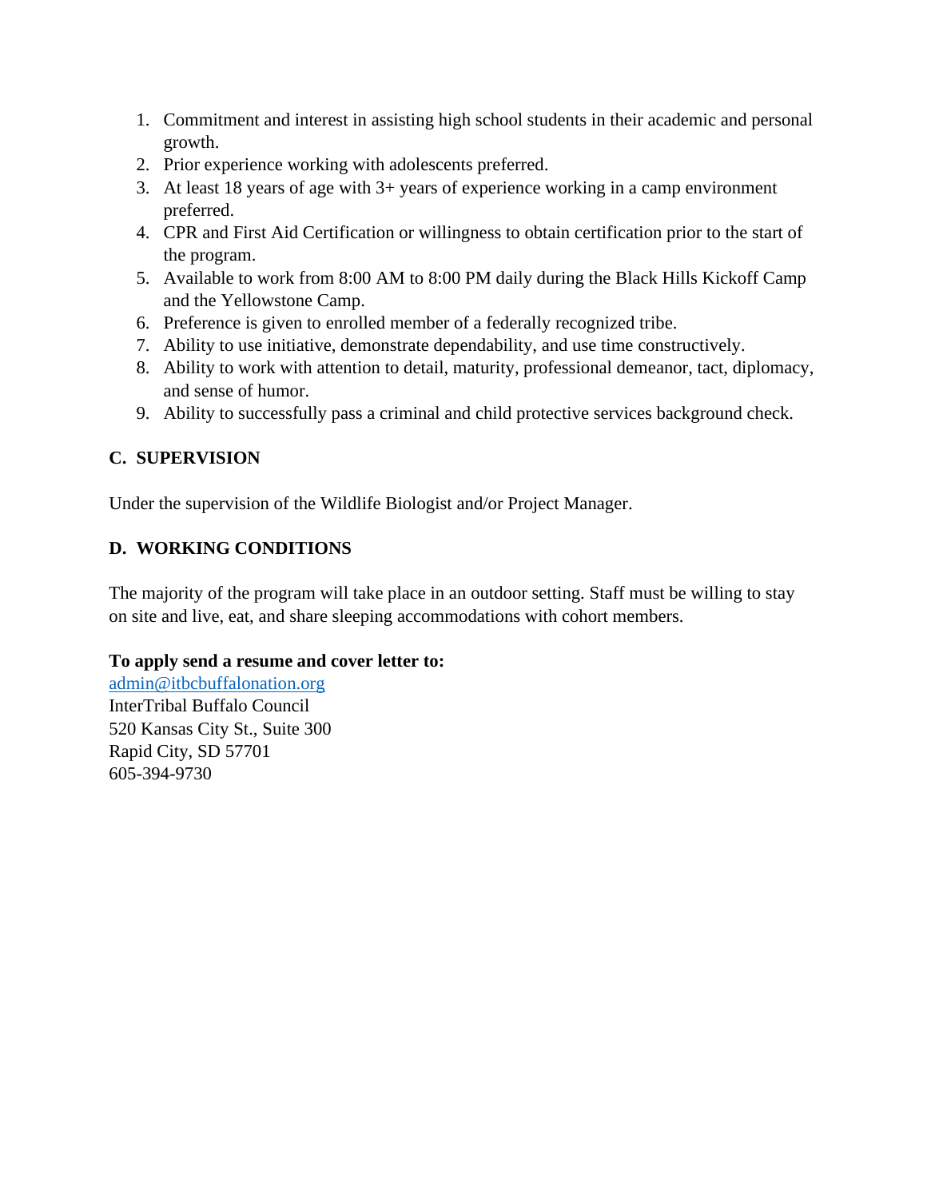1. Commitment and interest in assisting high school students in their academic and personal growth.
2. Prior experience working with adolescents preferred.
3. At least 18 years of age with 3+ years of experience working in a camp environment preferred.
4. CPR and First Aid Certification or willingness to obtain certification prior to the start of the program.
5. Available to work from 8:00 AM to 8:00 PM daily during the Black Hills Kickoff Camp and the Yellowstone Camp.
6. Preference is given to enrolled member of a federally recognized tribe.
7. Ability to use initiative, demonstrate dependability, and use time constructively.
8. Ability to work with attention to detail, maturity, professional demeanor, tact, diplomacy, and sense of humor.
9. Ability to successfully pass a criminal and child protective services background check.

## C. SUPERVISION

Under the supervision of the Wildlife Biologist and/or Project Manager.

## D. WORKING CONDITIONS

The majority of the program will take place in an outdoor setting. Staff must be willing to stay on site and live, eat, and share sleeping accommodations with cohort members.

**To apply send a resume and cover letter to:**
admin@itbcbuffalonation.org
InterTribal Buffalo Council
520 Kansas City St., Suite 300
Rapid City, SD 57701
605-394-9730